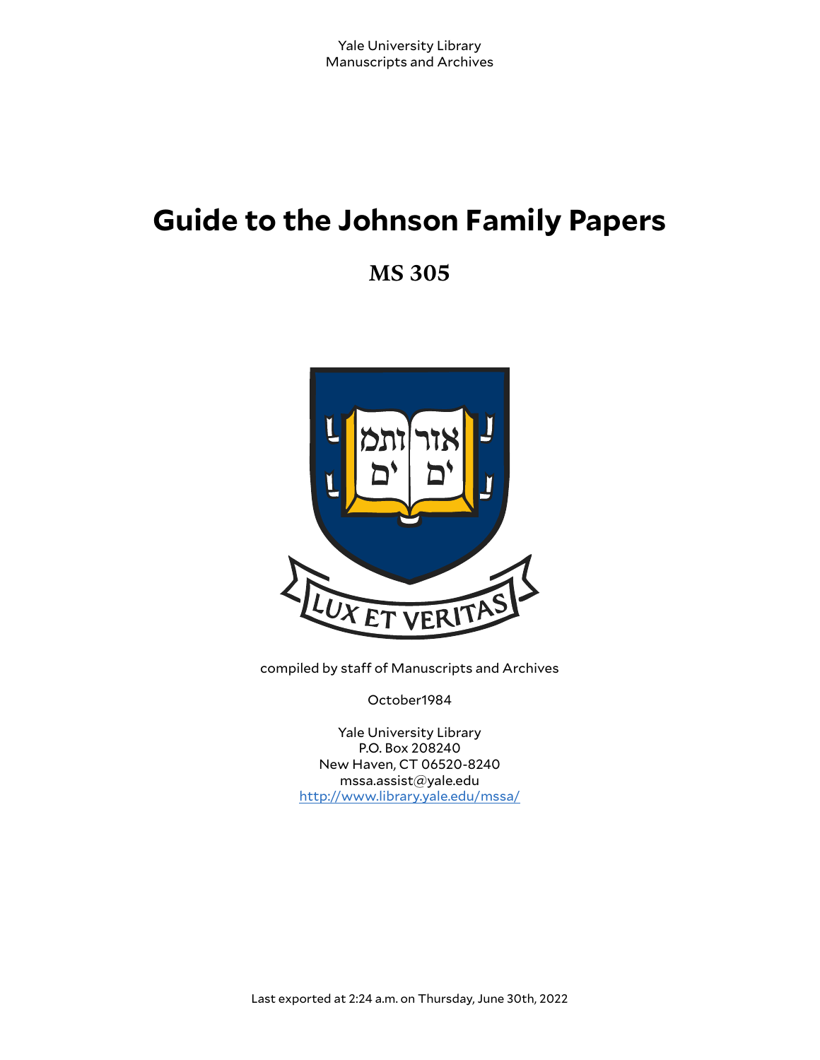Yale University Library
Manuscripts and Archives

# Guide to the Johnson Family Papers

## MS 305

compiled by staff of Manuscripts and Archives

October1984

Yale University Library
P.O. Box 208240
New Haven, CT 06520-8240
mssa.assist@yale.edu
http://www.library.yale.edu/mssa/

Last exported at 2:24 a.m. on Thursday, June 30th, 2022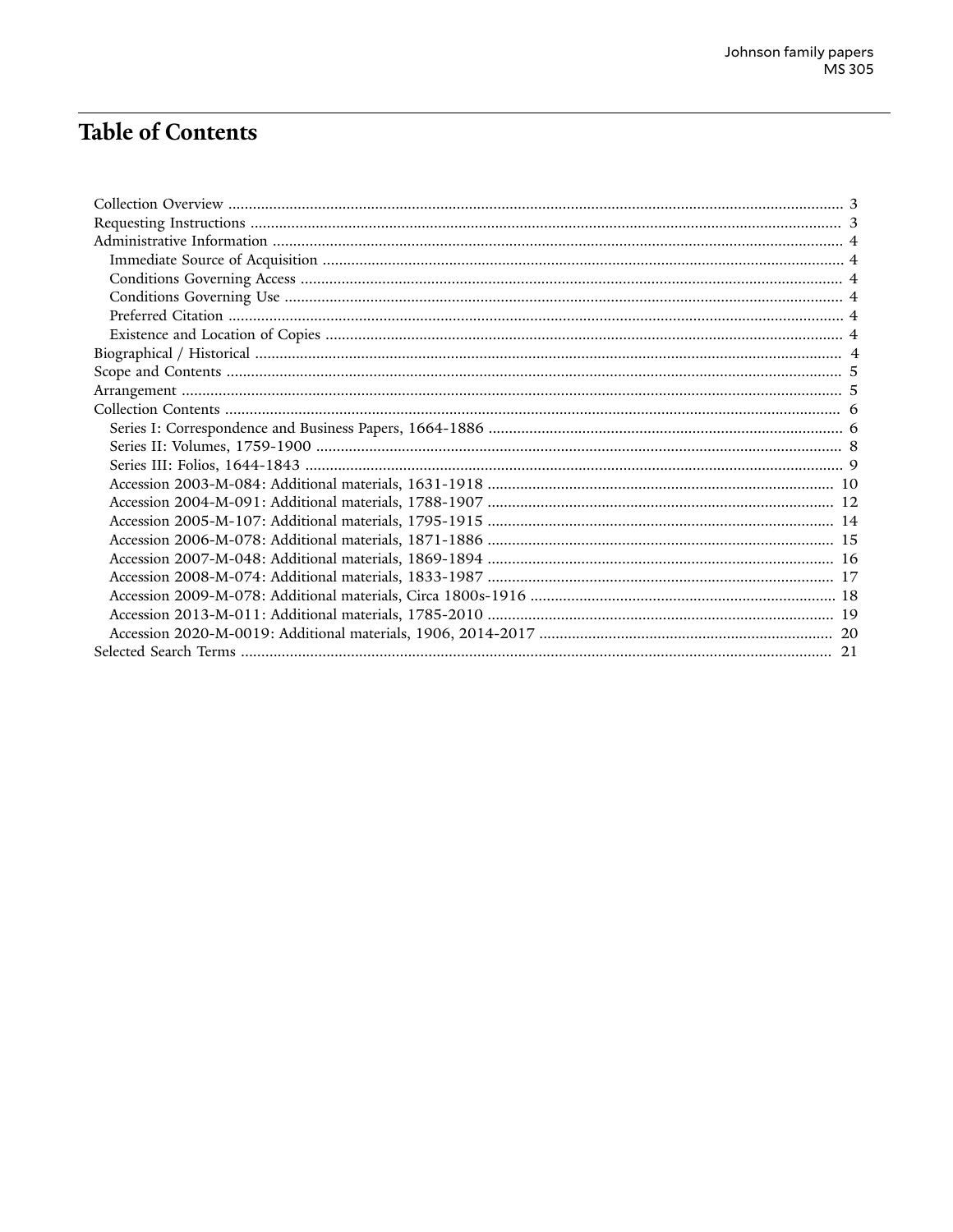# Table of Contents

- Collection Overview .......... 3
- Requesting Instructions .......... 3
- Administrative Information .......... 4
  - Immediate Source of Acquisition .......... 4
  - Conditions Governing Access .......... 4
  - Conditions Governing Use .......... 4
  - Preferred Citation .......... 4
  - Existence and Location of Copies .......... 4
- Biographical / Historical .......... 4
- Scope and Contents .......... 5
- Arrangement .......... 5
- Collection Contents .......... 6
  - Series I: Correspondence and Business Papers, 1664-1886 .......... 6
  - Series II: Volumes, 1759-1900 .......... 8
  - Series III: Folios, 1644-1843 .......... 9
  - Accession 2003-M-084: Additional materials, 1631-1918 .......... 10
  - Accession 2004-M-091: Additional materials, 1788-1907 .......... 12
  - Accession 2005-M-107: Additional materials, 1795-1915 .......... 14
  - Accession 2006-M-078: Additional materials, 1871-1886 .......... 15
  - Accession 2007-M-048: Additional materials, 1869-1894 .......... 16
  - Accession 2008-M-074: Additional materials, 1833-1987 .......... 17
  - Accession 2009-M-078: Additional materials, Circa 1800s-1916 .......... 18
  - Accession 2013-M-011: Additional materials, 1785-2010 .......... 19
  - Accession 2020-M-0019: Additional materials, 1906, 2014-2017 .......... 20
- Selected Search Terms .......... 21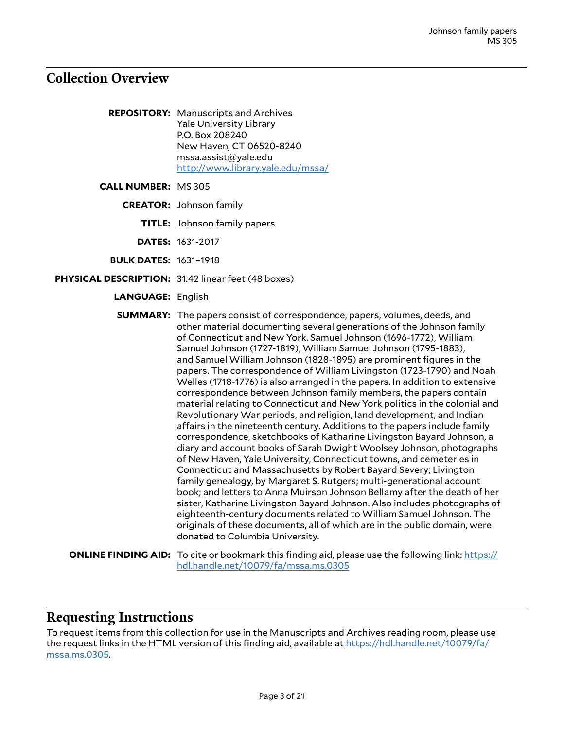## Collection Overview

**REPOSITORY:** Manuscripts and Archives
Yale University Library
P.O. Box 208240
New Haven, CT 06520-8240
mssa.assist@yale.edu
http://www.library.yale.edu/mssa/

**CALL NUMBER:** MS 305

**CREATOR:** Johnson family

**TITLE:** Johnson family papers

**DATES:** 1631-2017

**BULK DATES:** 1631–1918

**PHYSICAL DESCRIPTION:** 31.42 linear feet (48 boxes)

**LANGUAGE:** English

**SUMMARY:** The papers consist of correspondence, papers, volumes, deeds, and other material documenting several generations of the Johnson family of Connecticut and New York. Samuel Johnson (1696-1772), William Samuel Johnson (1727-1819), William Samuel Johnson (1795-1883), and Samuel William Johnson (1828-1895) are prominent figures in the papers. The correspondence of William Livingston (1723-1790) and Noah Welles (1718-1776) is also arranged in the papers. In addition to extensive correspondence between Johnson family members, the papers contain material relating to Connecticut and New York politics in the colonial and Revolutionary War periods, and religion, land development, and Indian affairs in the nineteenth century. Additions to the papers include family correspondence, sketchbooks of Katharine Livingston Bayard Johnson, a diary and account books of Sarah Dwight Woolsey Johnson, photographs of New Haven, Yale University, Connecticut towns, and cemeteries in Connecticut and Massachusetts by Robert Bayard Severy; Livington family genealogy, by Margaret S. Rutgers; multi-generational account book; and letters to Anna Muirson Johnson Bellamy after the death of her sister, Katharine Livingston Bayard Johnson. Also includes photographs of eighteenth-century documents related to William Samuel Johnson. The originals of these documents, all of which are in the public domain, were donated to Columbia University.

**ONLINE FINDING AID:** To cite or bookmark this finding aid, please use the following link: https://hdl.handle.net/10079/fa/mssa.ms.0305

## Requesting Instructions

To request items from this collection for use in the Manuscripts and Archives reading room, please use the request links in the HTML version of this finding aid, available at https://hdl.handle.net/10079/fa/mssa.ms.0305.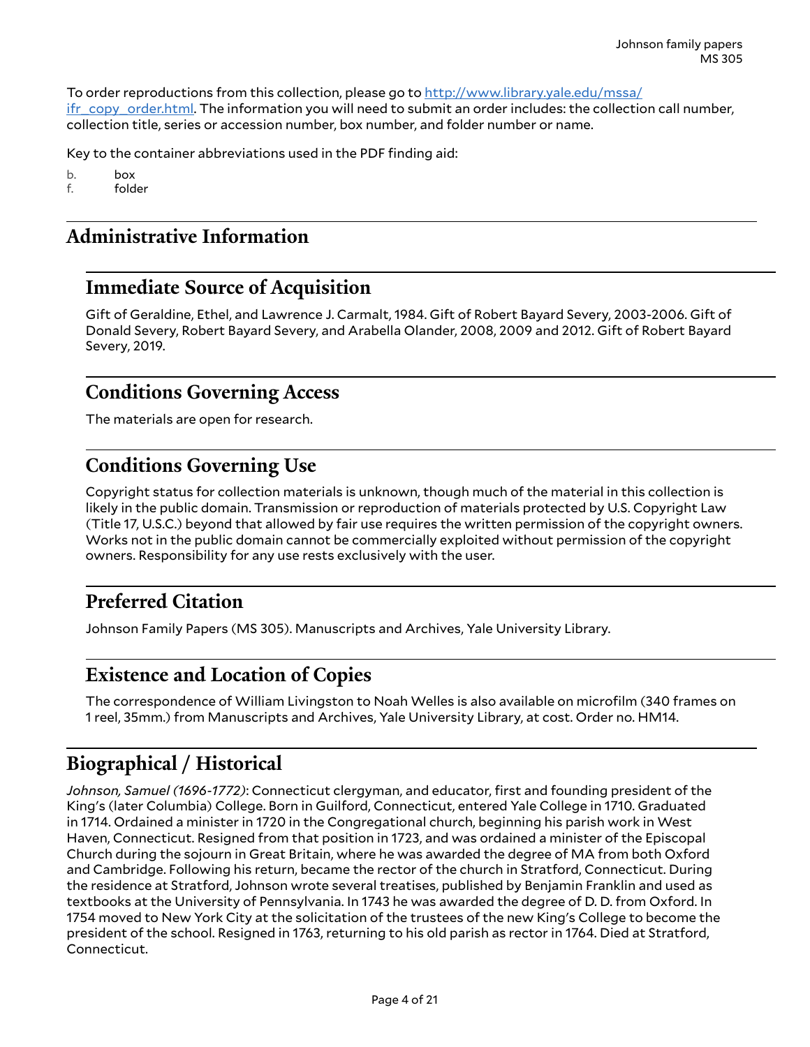To order reproductions from this collection, please go to [http://www.library.yale.edu/mssa/ifr_copy_order.html](http://www.library.yale.edu/mssa/ifr_copy_order.html). The information you will need to submit an order includes: the collection call number, collection title, series or accession number, box number, and folder number or name.

Key to the container abbreviations used in the PDF finding aid:

b. box
f. folder

# Administrative Information

## Immediate Source of Acquisition

Gift of Geraldine, Ethel, and Lawrence J. Carmalt, 1984. Gift of Robert Bayard Severy, 2003-2006. Gift of Donald Severy, Robert Bayard Severy, and Arabella Olander, 2008, 2009 and 2012. Gift of Robert Bayard Severy, 2019.

## Conditions Governing Access

The materials are open for research.

## Conditions Governing Use

Copyright status for collection materials is unknown, though much of the material in this collection is likely in the public domain. Transmission or reproduction of materials protected by U.S. Copyright Law (Title 17, U.S.C.) beyond that allowed by fair use requires the written permission of the copyright owners. Works not in the public domain cannot be commercially exploited without permission of the copyright owners. Responsibility for any use rests exclusively with the user.

## Preferred Citation

Johnson Family Papers (MS 305). Manuscripts and Archives, Yale University Library.

## Existence and Location of Copies

The correspondence of William Livingston to Noah Welles is also available on microfilm (340 frames on 1 reel, 35mm.) from Manuscripts and Archives, Yale University Library, at cost. Order no. HM14.

# Biographical / Historical

*Johnson, Samuel (1696-1772)*: Connecticut clergyman, and educator, first and founding president of the King's (later Columbia) College. Born in Guilford, Connecticut, entered Yale College in 1710. Graduated in 1714. Ordained a minister in 1720 in the Congregational church, beginning his parish work in West Haven, Connecticut. Resigned from that position in 1723, and was ordained a minister of the Episcopal Church during the sojourn in Great Britain, where he was awarded the degree of MA from both Oxford and Cambridge. Following his return, became the rector of the church in Stratford, Connecticut. During the residence at Stratford, Johnson wrote several treatises, published by Benjamin Franklin and used as textbooks at the University of Pennsylvania. In 1743 he was awarded the degree of D. D. from Oxford. In 1754 moved to New York City at the solicitation of the trustees of the new King's College to become the president of the school. Resigned in 1763, returning to his old parish as rector in 1764. Died at Stratford, Connecticut.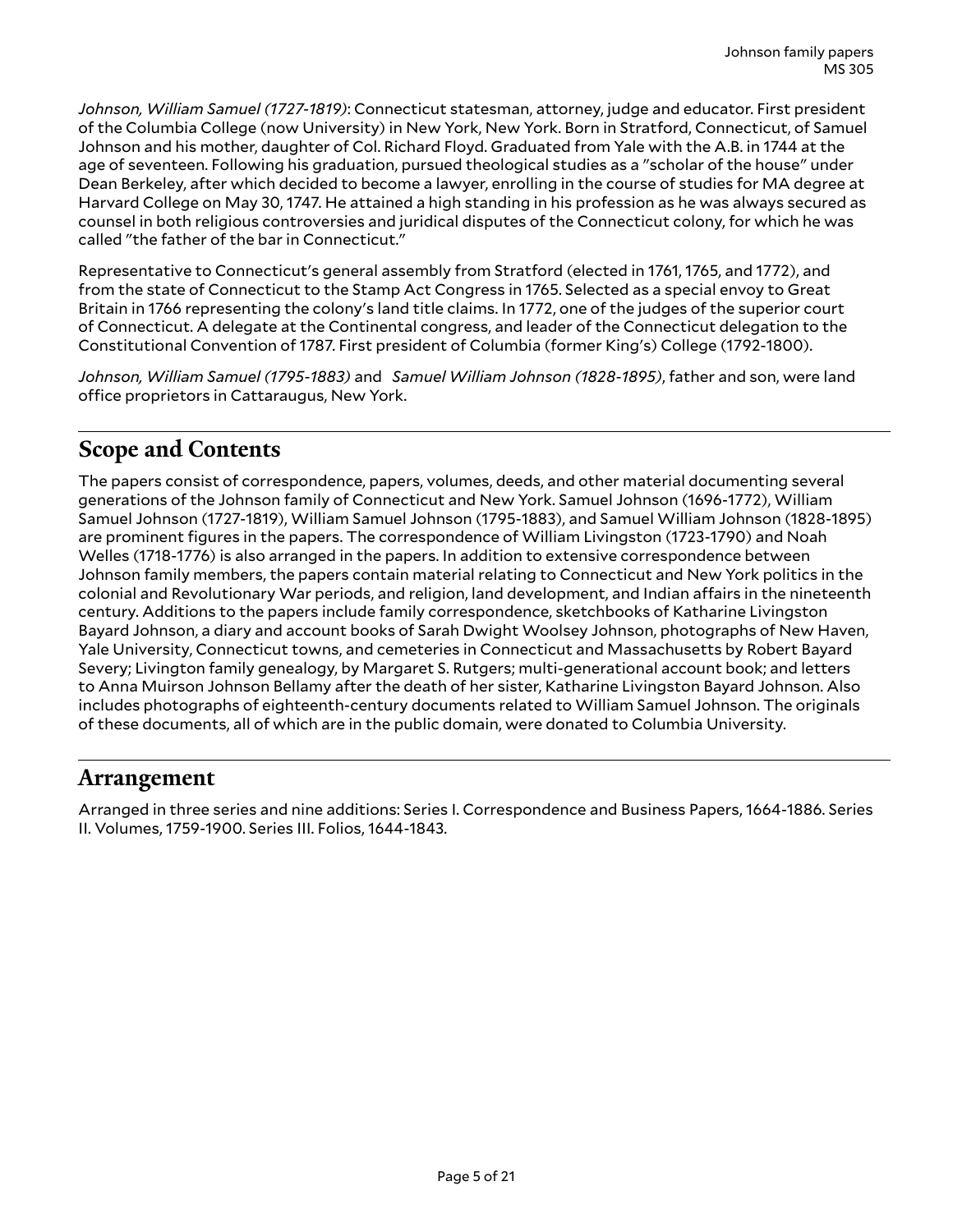*Johnson, William Samuel (1727-1819)*: Connecticut statesman, attorney, judge and educator. First president of the Columbia College (now University) in New York, New York. Born in Stratford, Connecticut, of Samuel Johnson and his mother, daughter of Col. Richard Floyd. Graduated from Yale with the A.B. in 1744 at the age of seventeen. Following his graduation, pursued theological studies as a "scholar of the house" under Dean Berkeley, after which decided to become a lawyer, enrolling in the course of studies for MA degree at Harvard College on May 30, 1747. He attained a high standing in his profession as he was always secured as counsel in both religious controversies and juridical disputes of the Connecticut colony, for which he was called "the father of the bar in Connecticut."

Representative to Connecticut's general assembly from Stratford (elected in 1761, 1765, and 1772), and from the state of Connecticut to the Stamp Act Congress in 1765. Selected as a special envoy to Great Britain in 1766 representing the colony's land title claims. In 1772, one of the judges of the superior court of Connecticut. A delegate at the Continental congress, and leader of the Connecticut delegation to the Constitutional Convention of 1787. First president of Columbia (former King's) College (1792-1800).

*Johnson, William Samuel (1795-1883)* and *Samuel William Johnson (1828-1895)*, father and son, were land office proprietors in Cattaraugus, New York.

## Scope and Contents

The papers consist of correspondence, papers, volumes, deeds, and other material documenting several generations of the Johnson family of Connecticut and New York. Samuel Johnson (1696-1772), William Samuel Johnson (1727-1819), William Samuel Johnson (1795-1883), and Samuel William Johnson (1828-1895) are prominent figures in the papers. The correspondence of William Livingston (1723-1790) and Noah Welles (1718-1776) is also arranged in the papers. In addition to extensive correspondence between Johnson family members, the papers contain material relating to Connecticut and New York politics in the colonial and Revolutionary War periods, and religion, land development, and Indian affairs in the nineteenth century. Additions to the papers include family correspondence, sketchbooks of Katharine Livingston Bayard Johnson, a diary and account books of Sarah Dwight Woolsey Johnson, photographs of New Haven, Yale University, Connecticut towns, and cemeteries in Connecticut and Massachusetts by Robert Bayard Severy; Livington family genealogy, by Margaret S. Rutgers; multi-generational account book; and letters to Anna Muirson Johnson Bellamy after the death of her sister, Katharine Livingston Bayard Johnson. Also includes photographs of eighteenth-century documents related to William Samuel Johnson. The originals of these documents, all of which are in the public domain, were donated to Columbia University.

## Arrangement

Arranged in three series and nine additions: Series I. Correspondence and Business Papers, 1664-1886. Series II. Volumes, 1759-1900. Series III. Folios, 1644-1843.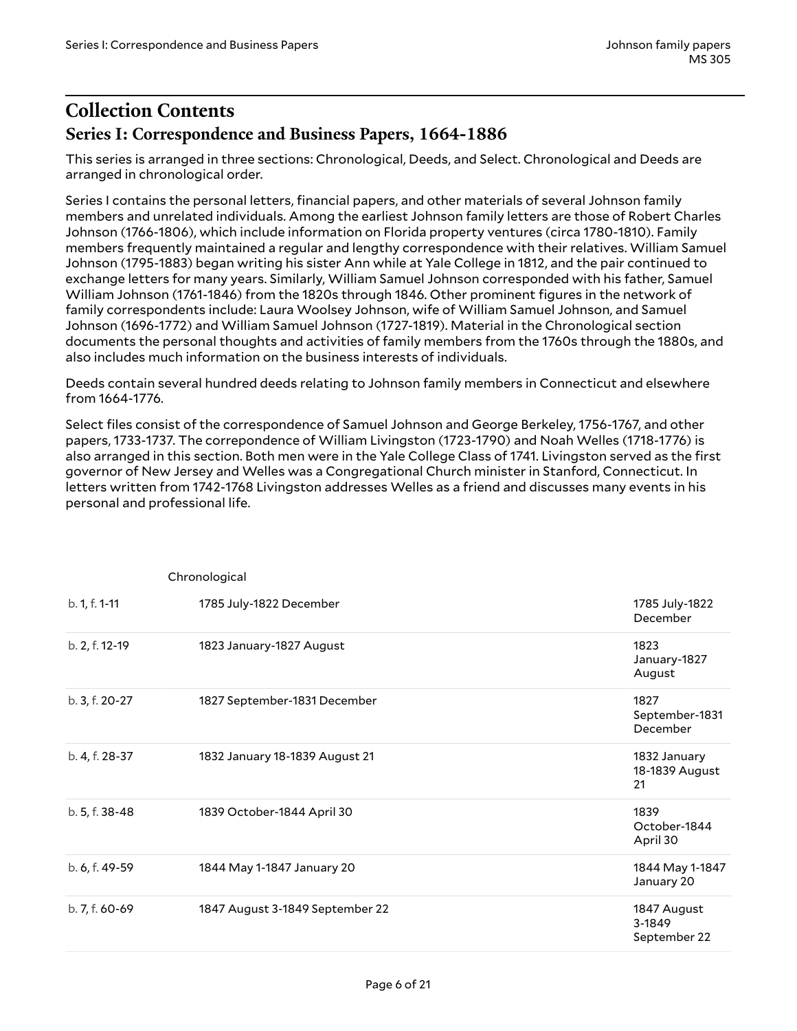## Collection Contents

### Series I: Correspondence and Business Papers, 1664-1886

This series is arranged in three sections: Chronological, Deeds, and Select. Chronological and Deeds are arranged in chronological order.

Series I contains the personal letters, financial papers, and other materials of several Johnson family members and unrelated individuals. Among the earliest Johnson family letters are those of Robert Charles Johnson (1766-1806), which include information on Florida property ventures (circa 1780-1810). Family members frequently maintained a regular and lengthy correspondence with their relatives. William Samuel Johnson (1795-1883) began writing his sister Ann while at Yale College in 1812, and the pair continued to exchange letters for many years. Similarly, William Samuel Johnson corresponded with his father, Samuel William Johnson (1761-1846) from the 1820s through 1846. Other prominent figures in the network of family correspondents include: Laura Woolsey Johnson, wife of William Samuel Johnson, and Samuel Johnson (1696-1772) and William Samuel Johnson (1727-1819). Material in the Chronological section documents the personal thoughts and activities of family members from the 1760s through the 1880s, and also includes much information on the business interests of individuals.

Deeds contain several hundred deeds relating to Johnson family members in Connecticut and elsewhere from 1664-1776.

Select files consist of the correspondence of Samuel Johnson and George Berkeley, 1756-1767, and other papers, 1733-1737. The correpondence of William Livingston (1723-1790) and Noah Welles (1718-1776) is also arranged in this section. Both men were in the Yale College Class of 1741. Livingston served as the first governor of New Jersey and Welles was a Congregational Church minister in Stanford, Connecticut. In letters written from 1742-1768 Livingston addresses Welles as a friend and discusses many events in his personal and professional life.

Chronological

| | | |
|---|---|---|
| b. 1, f. 1-11 | 1785 July-1822 December | 1785 July-1822 December |
| b. 2, f. 12-19 | 1823 January-1827 August | 1823 January-1827 August |
| b. 3, f. 20-27 | 1827 September-1831 December | 1827 September-1831 December |
| b. 4, f. 28-37 | 1832 January 18-1839 August 21 | 1832 January 18-1839 August 21 |
| b. 5, f. 38-48 | 1839 October-1844 April 30 | 1839 October-1844 April 30 |
| b. 6, f. 49-59 | 1844 May 1-1847 January 20 | 1844 May 1-1847 January 20 |
| b. 7, f. 60-69 | 1847 August 3-1849 September 22 | 1847 August 3-1849 September 22 |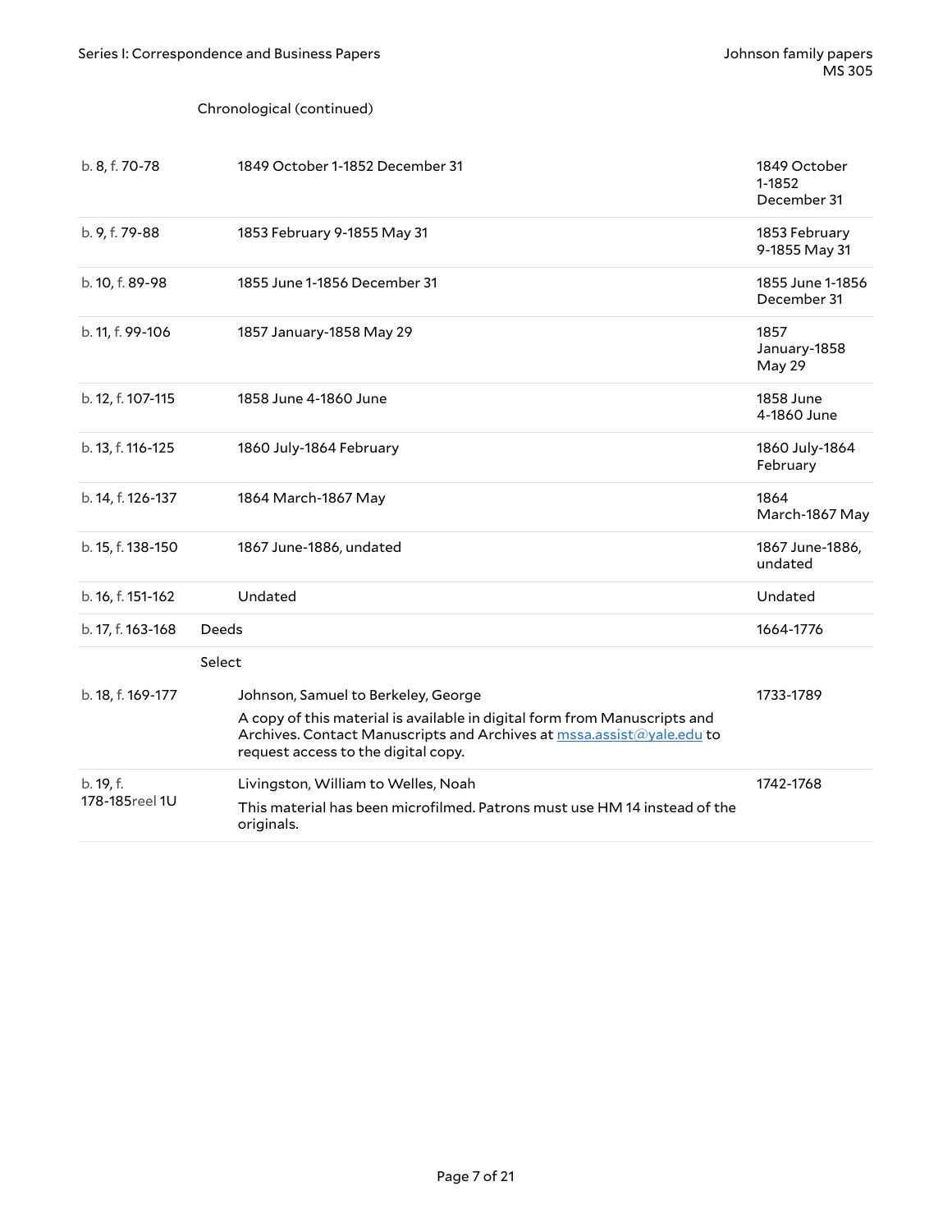Chronological (continued)

| Location | Description | Date |
|---|---|---|
| b. 8, f. 70-78 | 1849 October 1-1852 December 31 | 1849 October 1-1852 December 31 |
| b. 9, f. 79-88 | 1853 February 9-1855 May 31 | 1853 February 9-1855 May 31 |
| b. 10, f. 89-98 | 1855 June 1-1856 December 31 | 1855 June 1-1856 December 31 |
| b. 11, f. 99-106 | 1857 January-1858 May 29 | 1857 January-1858 May 29 |
| b. 12, f. 107-115 | 1858 June 4-1860 June | 1858 June 4-1860 June |
| b. 13, f. 116-125 | 1860 July-1864 February | 1860 July-1864 February |
| b. 14, f. 126-137 | 1864 March-1867 May | 1864 March-1867 May |
| b. 15, f. 138-150 | 1867 June-1886, undated | 1867 June-1886, undated |
| b. 16, f. 151-162 | Undated | Undated |
| b. 17, f. 163-168 | Deeds | 1664-1776 |
| | Select | |
| b. 18, f. 169-177 | Johnson, Samuel to Berkeley, George<br>A copy of this material is available in digital form from Manuscripts and Archives. Contact Manuscripts and Archives at mssa.assist@yale.edu to request access to the digital copy. | 1733-1789 |
| b. 19, f. 178-185 reel 1U | Livingston, William to Welles, Noah<br>This material has been microfilmed. Patrons must use HM 14 instead of the originals. | 1742-1768 |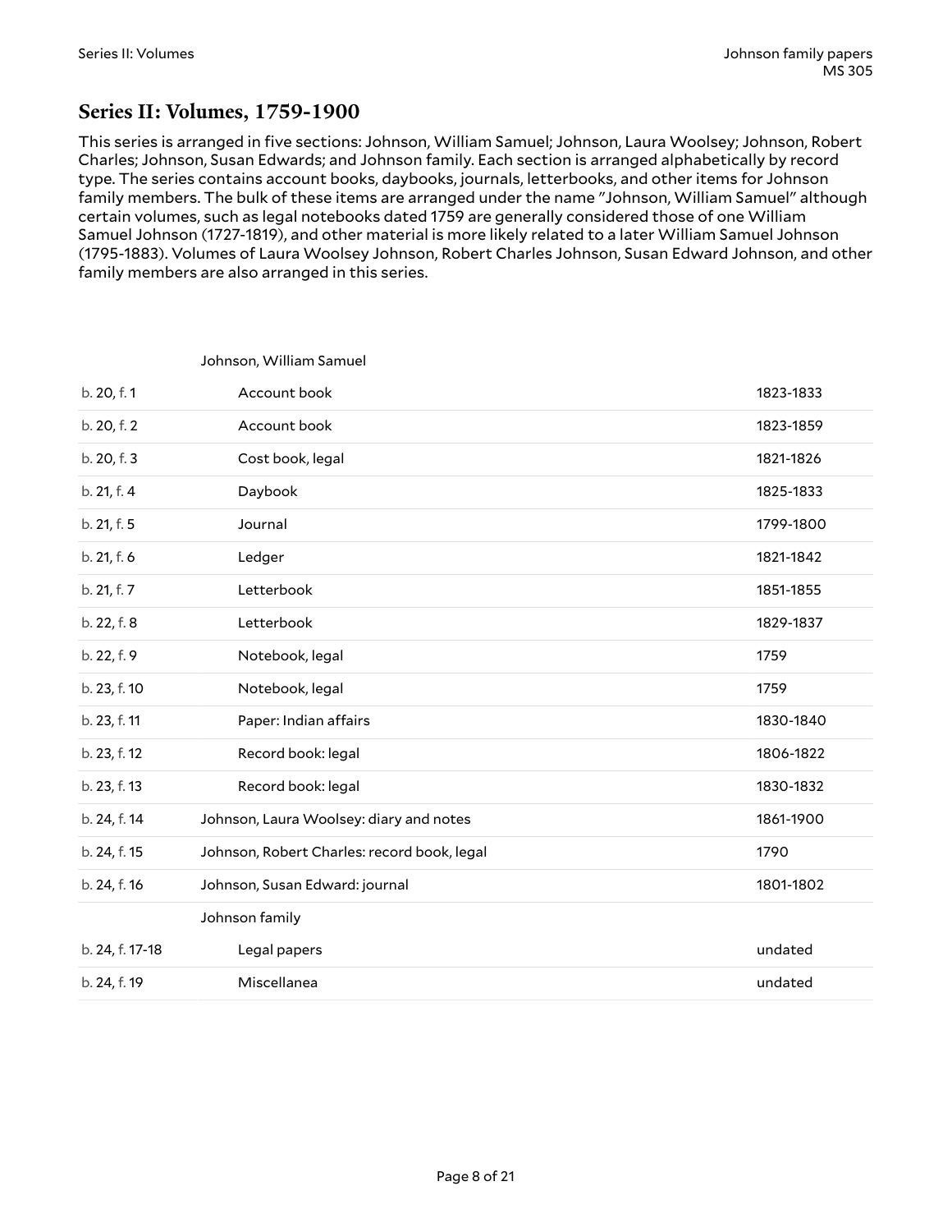## Series II: Volumes, 1759-1900

This series is arranged in five sections: Johnson, William Samuel; Johnson, Laura Woolsey; Johnson, Robert Charles; Johnson, Susan Edwards; and Johnson family. Each section is arranged alphabetically by record type. The series contains account books, daybooks, journals, letterbooks, and other items for Johnson family members. The bulk of these items are arranged under the name "Johnson, William Samuel" although certain volumes, such as legal notebooks dated 1759 are generally considered those of one William Samuel Johnson (1727-1819), and other material is more likely related to a later William Samuel Johnson (1795-1883). Volumes of Laura Woolsey Johnson, Robert Charles Johnson, Susan Edward Johnson, and other family members are also arranged in this series.

| | | |
|---|---|---|
| | Johnson, William Samuel | |
| b. 20, f. 1 | Account book | 1823-1833 |
| b. 20, f. 2 | Account book | 1823-1859 |
| b. 20, f. 3 | Cost book, legal | 1821-1826 |
| b. 21, f. 4 | Daybook | 1825-1833 |
| b. 21, f. 5 | Journal | 1799-1800 |
| b. 21, f. 6 | Ledger | 1821-1842 |
| b. 21, f. 7 | Letterbook | 1851-1855 |
| b. 22, f. 8 | Letterbook | 1829-1837 |
| b. 22, f. 9 | Notebook, legal | 1759 |
| b. 23, f. 10 | Notebook, legal | 1759 |
| b. 23, f. 11 | Paper: Indian affairs | 1830-1840 |
| b. 23, f. 12 | Record book: legal | 1806-1822 |
| b. 23, f. 13 | Record book: legal | 1830-1832 |
| b. 24, f. 14 | Johnson, Laura Woolsey: diary and notes | 1861-1900 |
| b. 24, f. 15 | Johnson, Robert Charles: record book, legal | 1790 |
| b. 24, f. 16 | Johnson, Susan Edward: journal | 1801-1802 |
| | Johnson family | |
| b. 24, f. 17-18 | Legal papers | undated |
| b. 24, f. 19 | Miscellanea | undated |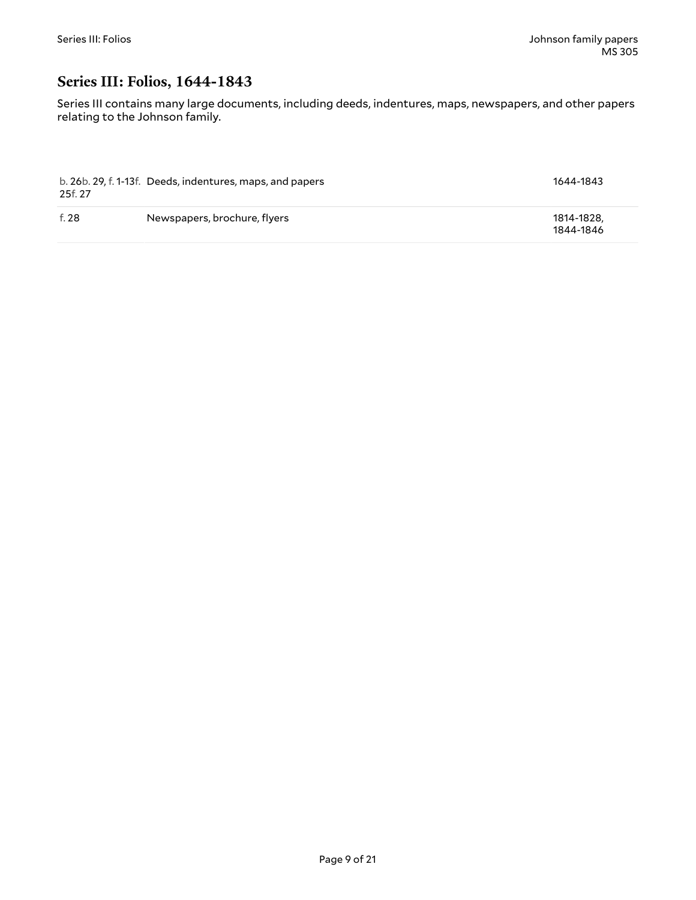## Series III: Folios, 1644-1843

Series III contains many large documents, including deeds, indentures, maps, newspapers, and other papers relating to the Johnson family.

| | | |
|---|---|---|
| b. 26b. 29, f. 1-13f. 25f. 27 | Deeds, indentures, maps, and papers | 1644-1843 |
| f. 28 | Newspapers, brochure, flyers | 1814-1828, 1844-1846 |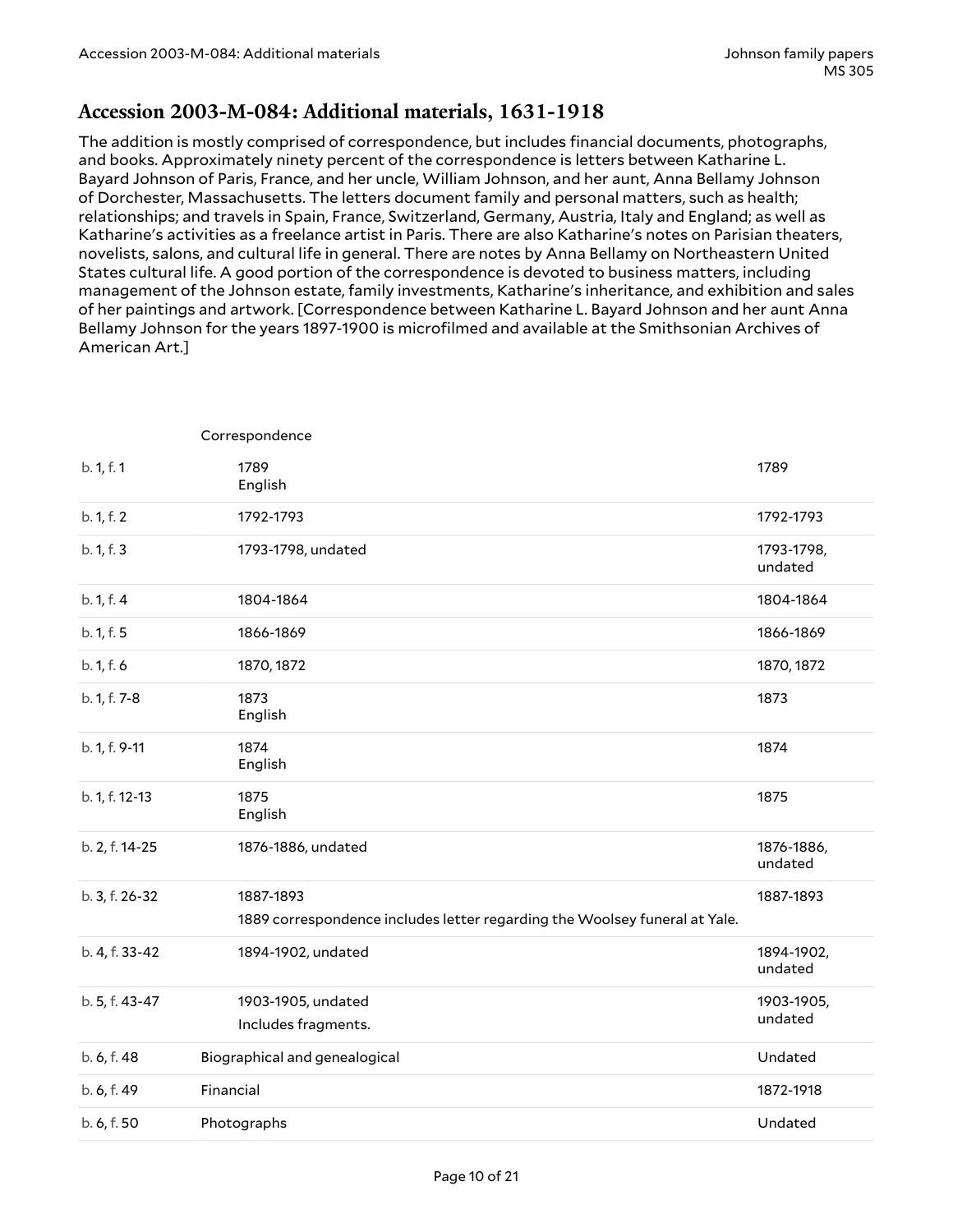## Accession 2003-M-084: Additional materials, 1631-1918

The addition is mostly comprised of correspondence, but includes financial documents, photographs, and books. Approximately ninety percent of the correspondence is letters between Katharine L. Bayard Johnson of Paris, France, and her uncle, William Johnson, and her aunt, Anna Bellamy Johnson of Dorchester, Massachusetts. The letters document family and personal matters, such as health; relationships; and travels in Spain, France, Switzerland, Germany, Austria, Italy and England; as well as Katharine's activities as a freelance artist in Paris. There are also Katharine's notes on Parisian theaters, novelists, salons, and cultural life in general. There are notes by Anna Bellamy on Northeastern United States cultural life. A good portion of the correspondence is devoted to business matters, including management of the Johnson estate, family investments, Katharine's inheritance, and exhibition and sales of her paintings and artwork. [Correspondence between Katharine L. Bayard Johnson and her aunt Anna Bellamy Johnson for the years 1897-1900 is microfilmed and available at the Smithsonian Archives of American Art.]

| | Correspondence | |
|---|---|---|
| b. 1, f. 1 | 1789<br>English | 1789 |
| b. 1, f. 2 | 1792-1793 | 1792-1793 |
| b. 1, f. 3 | 1793-1798, undated | 1793-1798, undated |
| b. 1, f. 4 | 1804-1864 | 1804-1864 |
| b. 1, f. 5 | 1866-1869 | 1866-1869 |
| b. 1, f. 6 | 1870, 1872 | 1870, 1872 |
| b. 1, f. 7-8 | 1873<br>English | 1873 |
| b. 1, f. 9-11 | 1874<br>English | 1874 |
| b. 1, f. 12-13 | 1875<br>English | 1875 |
| b. 2, f. 14-25 | 1876-1886, undated | 1876-1886, undated |
| b. 3, f. 26-32 | 1887-1893<br>1889 correspondence includes letter regarding the Woolsey funeral at Yale. | 1887-1893 |
| b. 4, f. 33-42 | 1894-1902, undated | 1894-1902, undated |
| b. 5, f. 43-47 | 1903-1905, undated<br>Includes fragments. | 1903-1905, undated |
| b. 6, f. 48 | Biographical and genealogical | Undated |
| b. 6, f. 49 | Financial | 1872-1918 |
| b. 6, f. 50 | Photographs | Undated |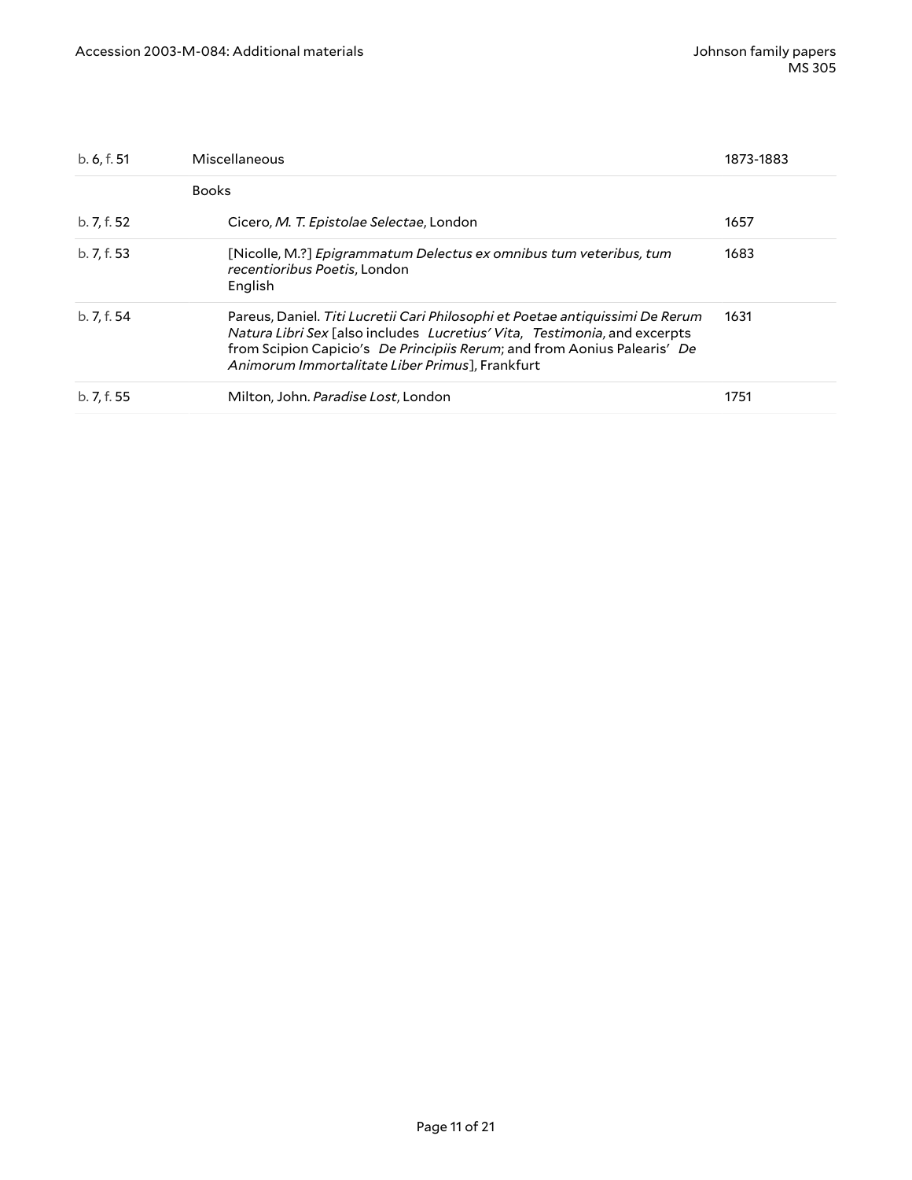| | | |
|---|---|---|
| b. 6, f. 51 | Miscellaneous | 1873-1883 |
| | Books | |
| b. 7, f. 52 | Cicero, *M. T. Epistolae Selectae*, London | 1657 |
| b. 7, f. 53 | [Nicolle, M.?] *Epigrammatum Delectus ex omnibus tum veteribus, tum recentioribus Poetis*, London<br>English | 1683 |
| b. 7, f. 54 | Pareus, Daniel. *Titi Lucretii Cari Philosophi et Poetae antiquissimi De Rerum Natura Libri Sex* [also includes *Lucretius' Vita*, *Testimonia*, and excerpts from Scipion Capicio's *De Principiis Rerum*; and from Aonius Palearis' *De Animorum Immortalitate Liber Primus*], Frankfurt | 1631 |
| b. 7, f. 55 | Milton, John. *Paradise Lost*, London | 1751 |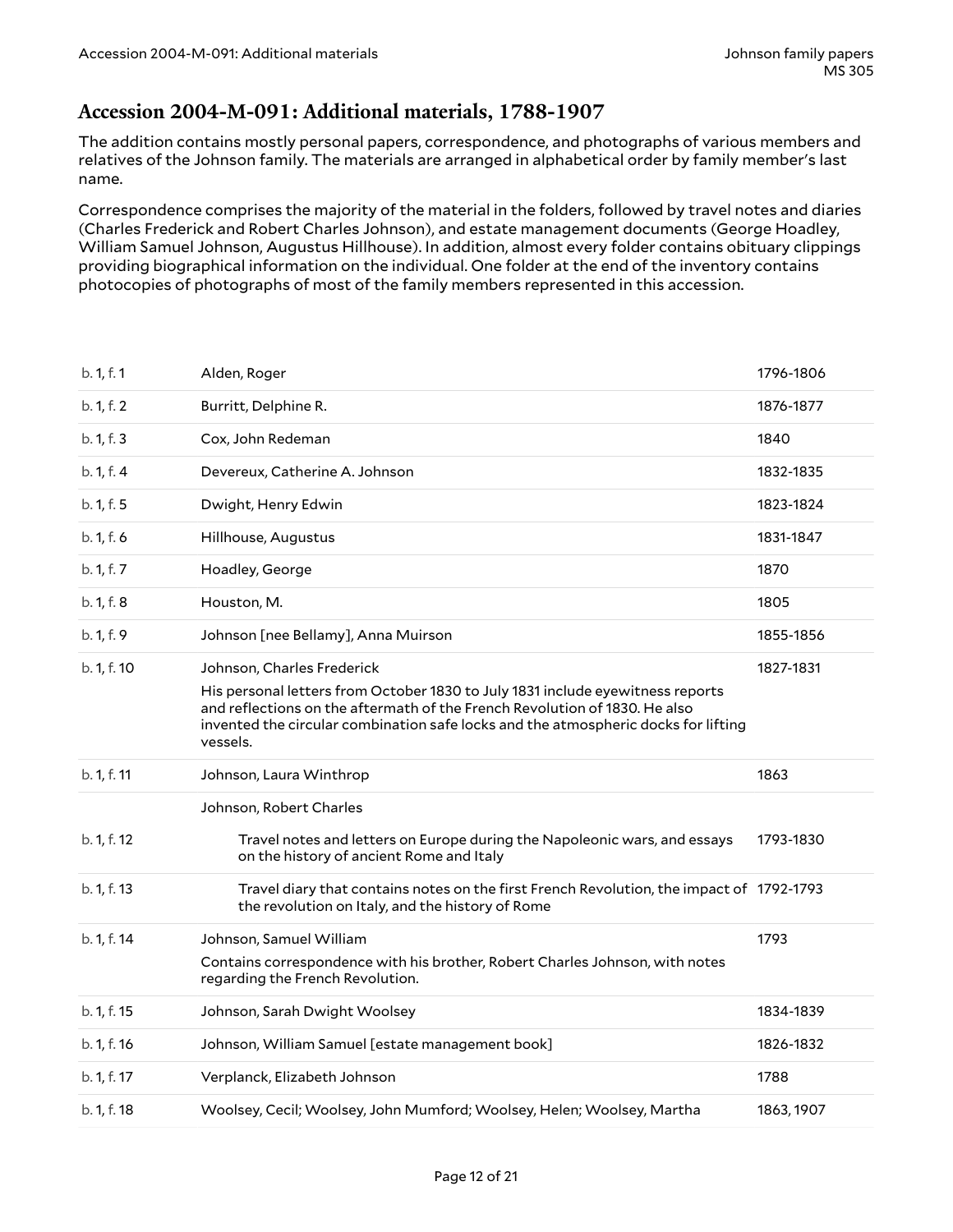## Accession 2004-M-091: Additional materials, 1788-1907

The addition contains mostly personal papers, correspondence, and photographs of various members and relatives of the Johnson family. The materials are arranged in alphabetical order by family member's last name.

Correspondence comprises the majority of the material in the folders, followed by travel notes and diaries (Charles Frederick and Robert Charles Johnson), and estate management documents (George Hoadley, William Samuel Johnson, Augustus Hillhouse). In addition, almost every folder contains obituary clippings providing biographical information on the individual. One folder at the end of the inventory contains photocopies of photographs of most of the family members represented in this accession.

| | | |
|---|---|---|
| b. 1, f. 1 | Alden, Roger | 1796-1806 |
| b. 1, f. 2 | Burritt, Delphine R. | 1876-1877 |
| b. 1, f. 3 | Cox, John Redeman | 1840 |
| b. 1, f. 4 | Devereux, Catherine A. Johnson | 1832-1835 |
| b. 1, f. 5 | Dwight, Henry Edwin | 1823-1824 |
| b. 1, f. 6 | Hillhouse, Augustus | 1831-1847 |
| b. 1, f. 7 | Hoadley, George | 1870 |
| b. 1, f. 8 | Houston, M. | 1805 |
| b. 1, f. 9 | Johnson [nee Bellamy], Anna Muirson | 1855-1856 |
| b. 1, f. 10 | Johnson, Charles Frederick<br>His personal letters from October 1830 to July 1831 include eyewitness reports and reflections on the aftermath of the French Revolution of 1830. He also invented the circular combination safe locks and the atmospheric docks for lifting vessels. | 1827-1831 |
| b. 1, f. 11 | Johnson, Laura Winthrop | 1863 |
| | Johnson, Robert Charles | |
| b. 1, f. 12 | Travel notes and letters on Europe during the Napoleonic wars, and essays on the history of ancient Rome and Italy | 1793-1830 |
| b. 1, f. 13 | Travel diary that contains notes on the first French Revolution, the impact of the revolution on Italy, and the history of Rome | 1792-1793 |
| b. 1, f. 14 | Johnson, Samuel William<br>Contains correspondence with his brother, Robert Charles Johnson, with notes regarding the French Revolution. | 1793 |
| b. 1, f. 15 | Johnson, Sarah Dwight Woolsey | 1834-1839 |
| b. 1, f. 16 | Johnson, William Samuel [estate management book] | 1826-1832 |
| b. 1, f. 17 | Verplanck, Elizabeth Johnson | 1788 |
| b. 1, f. 18 | Woolsey, Cecil; Woolsey, John Mumford; Woolsey, Helen; Woolsey, Martha | 1863, 1907 |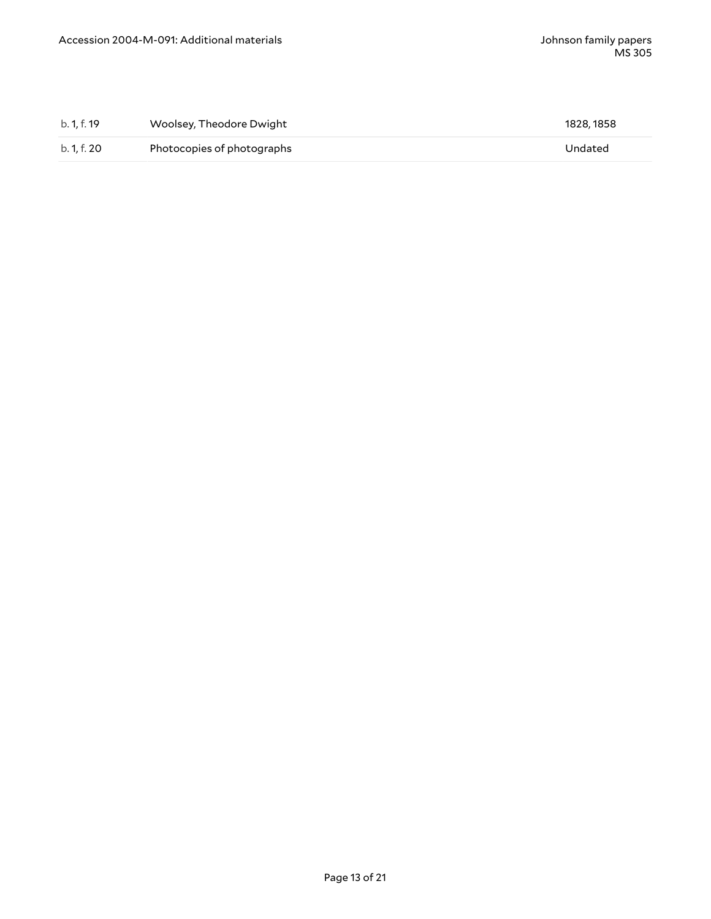| | | |
|---|---|---|
| b. 1, f. 19 | Woolsey, Theodore Dwight | 1828, 1858 |
| b. 1, f. 20 | Photocopies of photographs | Undated |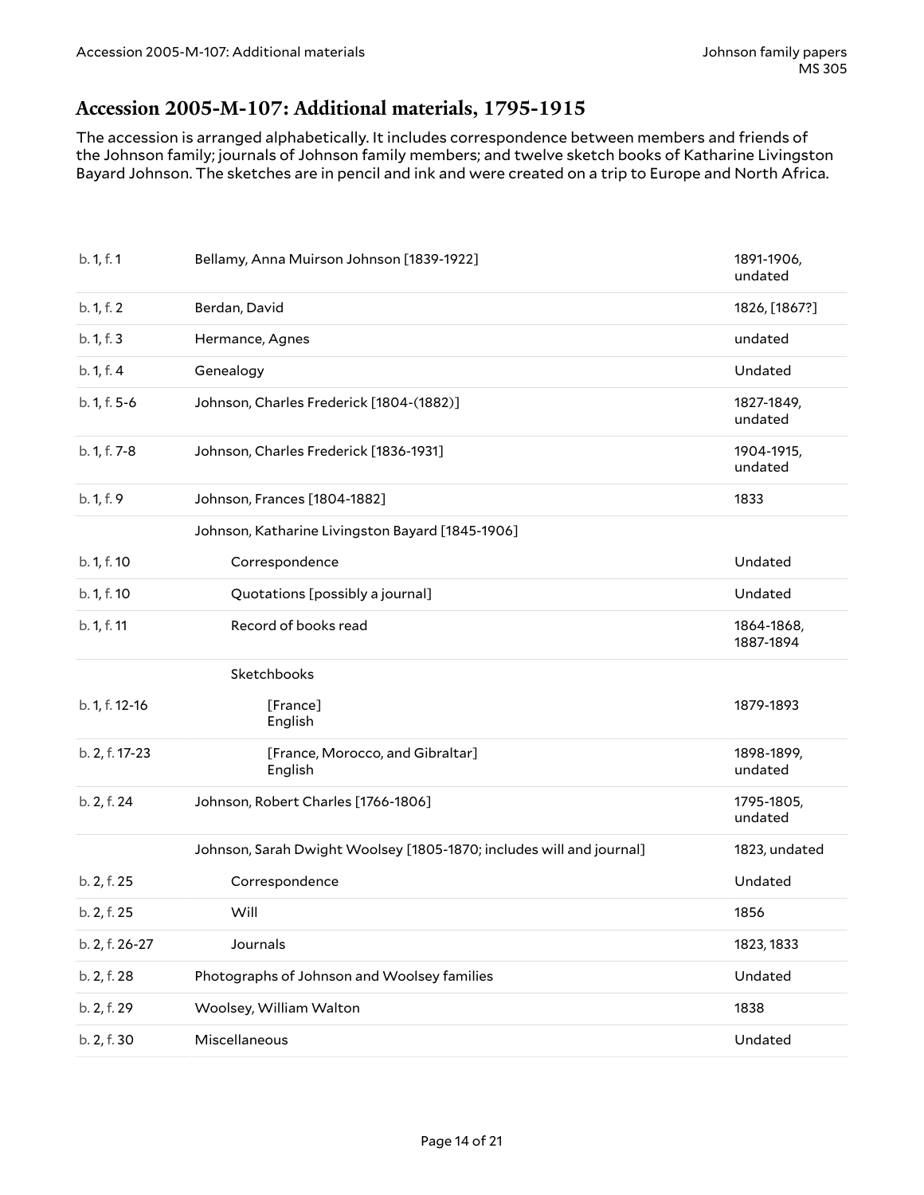## Accession 2005-M-107: Additional materials, 1795-1915

The accession is arranged alphabetically. It includes correspondence between members and friends of the Johnson family; journals of Johnson family members; and twelve sketch books of Katharine Livingston Bayard Johnson. The sketches are in pencil and ink and were created on a trip to Europe and North Africa.

| | | |
|---|---|---|
| b. 1, f. 1 | Bellamy, Anna Muirson Johnson [1839-1922] | 1891-1906, undated |
| b. 1, f. 2 | Berdan, David | 1826, [1867?] |
| b. 1, f. 3 | Hermance, Agnes | undated |
| b. 1, f. 4 | Genealogy | Undated |
| b. 1, f. 5-6 | Johnson, Charles Frederick [1804-(1882)] | 1827-1849, undated |
| b. 1, f. 7-8 | Johnson, Charles Frederick [1836-1931] | 1904-1915, undated |
| b. 1, f. 9 | Johnson, Frances [1804-1882] | 1833 |
| | Johnson, Katharine Livingston Bayard [1845-1906] | |
| b. 1, f. 10 | Correspondence | Undated |
| b. 1, f. 10 | Quotations [possibly a journal] | Undated |
| b. 1, f. 11 | Record of books read | 1864-1868, 1887-1894 |
| | Sketchbooks | |
| b. 1, f. 12-16 | [France] English | 1879-1893 |
| b. 2, f. 17-23 | [France, Morocco, and Gibraltar] English | 1898-1899, undated |
| b. 2, f. 24 | Johnson, Robert Charles [1766-1806] | 1795-1805, undated |
| | Johnson, Sarah Dwight Woolsey [1805-1870; includes will and journal] | 1823, undated |
| b. 2, f. 25 | Correspondence | Undated |
| b. 2, f. 25 | Will | 1856 |
| b. 2, f. 26-27 | Journals | 1823, 1833 |
| b. 2, f. 28 | Photographs of Johnson and Woolsey families | Undated |
| b. 2, f. 29 | Woolsey, William Walton | 1838 |
| b. 2, f. 30 | Miscellaneous | Undated |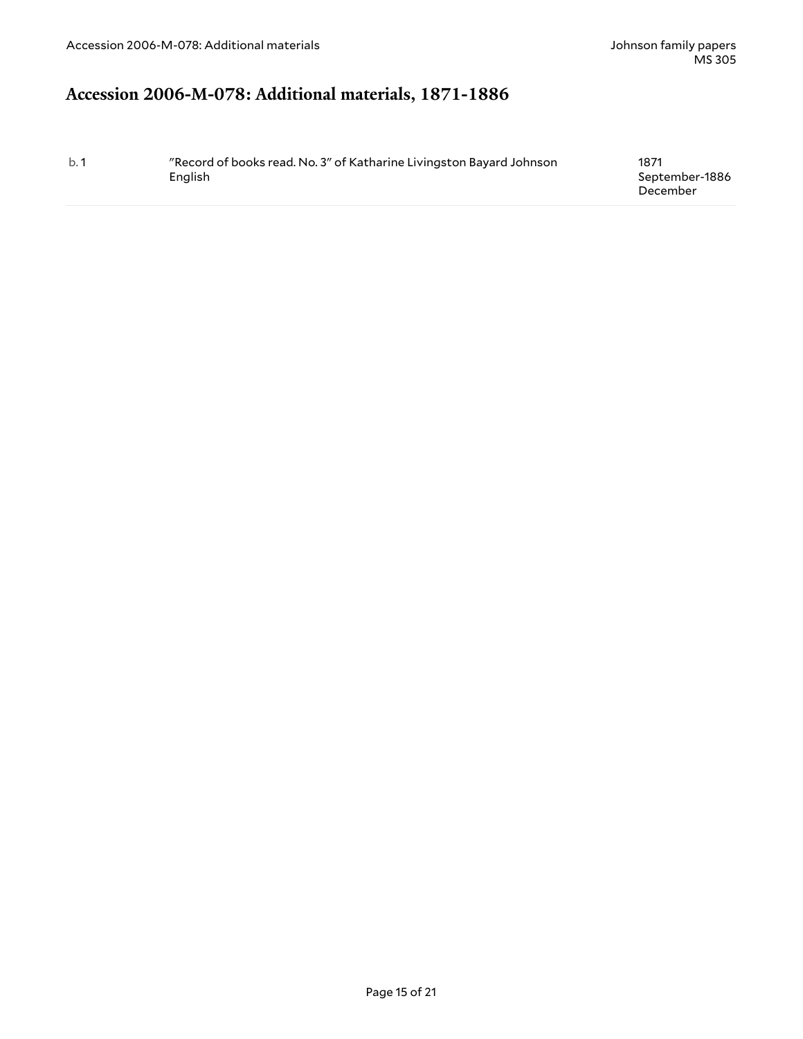## Accession 2006-M-078: Additional materials, 1871-1886

| | | |
|---|---|---|
| b. 1 | "Record of books read. No. 3" of Katharine Livingston Bayard Johnson English | 1871 September-1886 December |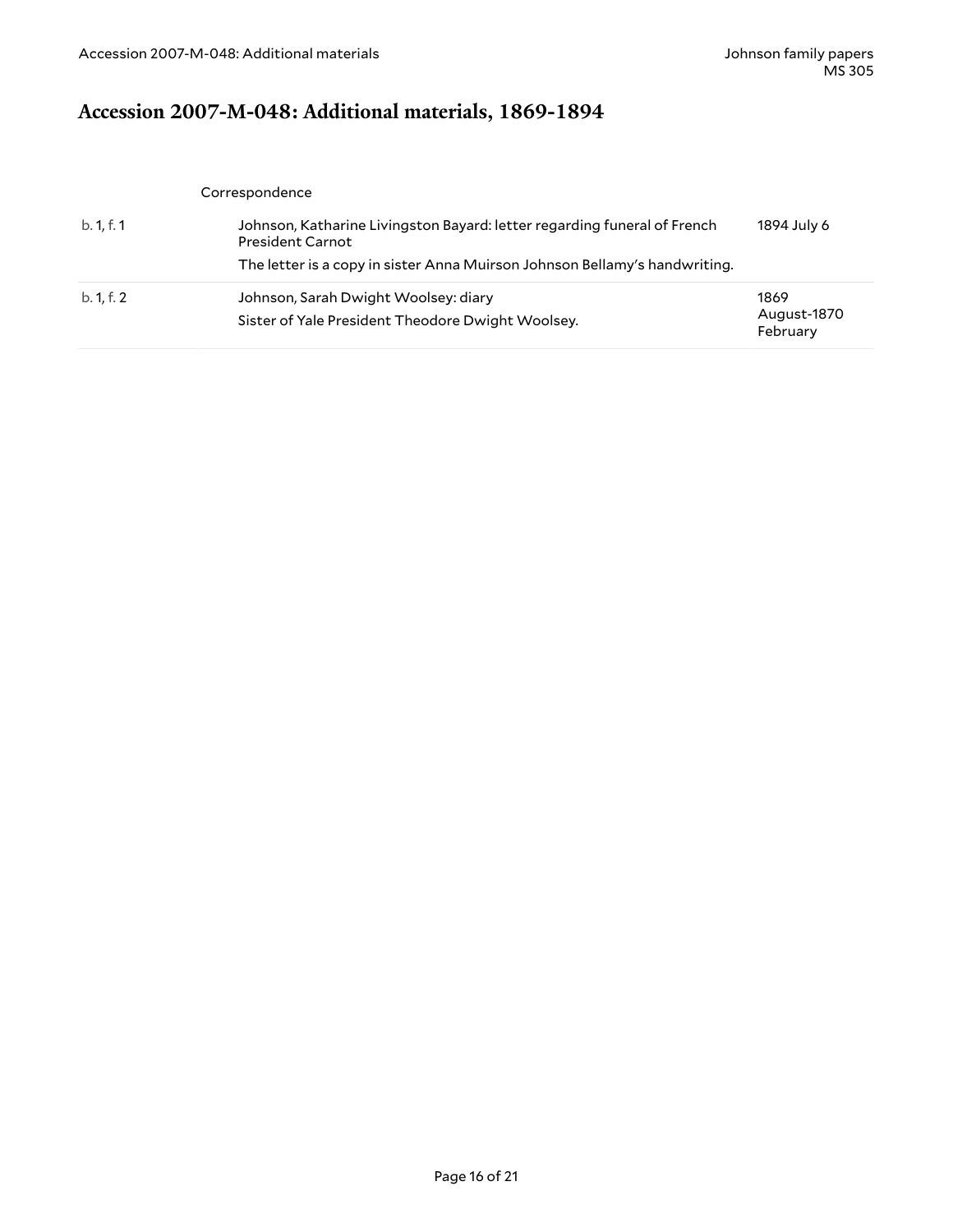## Accession 2007-M-048: Additional materials, 1869-1894

Correspondence

| | | |
|---|---|---|
| b. 1, f. 1 | Johnson, Katharine Livingston Bayard: letter regarding funeral of French President Carnot<br>The letter is a copy in sister Anna Muirson Johnson Bellamy's handwriting. | 1894 July 6 |
| b. 1, f. 2 | Johnson, Sarah Dwight Woolsey: diary<br>Sister of Yale President Theodore Dwight Woolsey. | 1869 August-1870 February |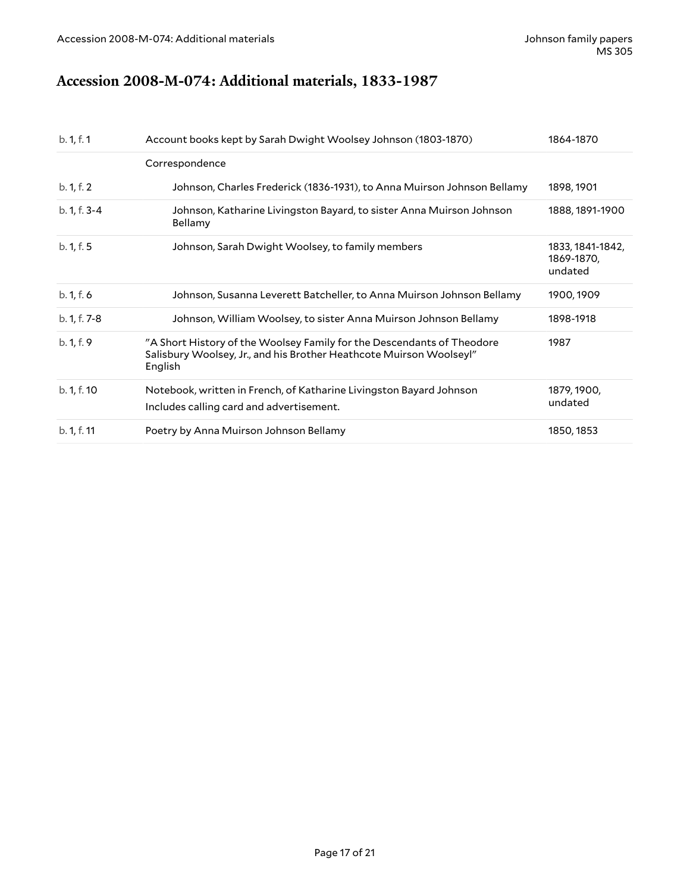## Accession 2008-M-074: Additional materials, 1833-1987

| | | |
|---|---|---|
| b. 1, f. 1 | Account books kept by Sarah Dwight Woolsey Johnson (1803-1870) | 1864-1870 |
| | Correspondence | |
| b. 1, f. 2 | Johnson, Charles Frederick (1836-1931), to Anna Muirson Johnson Bellamy | 1898, 1901 |
| b. 1, f. 3-4 | Johnson, Katharine Livingston Bayard, to sister Anna Muirson Johnson Bellamy | 1888, 1891-1900 |
| b. 1, f. 5 | Johnson, Sarah Dwight Woolsey, to family members | 1833, 1841-1842, 1869-1870, undated |
| b. 1, f. 6 | Johnson, Susanna Leverett Batcheller, to Anna Muirson Johnson Bellamy | 1900, 1909 |
| b. 1, f. 7-8 | Johnson, William Woolsey, to sister Anna Muirson Johnson Bellamy | 1898-1918 |
| b. 1, f. 9 | "A Short History of the Woolsey Family for the Descendants of Theodore Salisbury Woolsey, Jr., and his Brother Heathcote Muirson Woolseyl" English | 1987 |
| b. 1, f. 10 | Notebook, written in French, of Katharine Livingston Bayard Johnson<br>Includes calling card and advertisement. | 1879, 1900, undated |
| b. 1, f. 11 | Poetry by Anna Muirson Johnson Bellamy | 1850, 1853 |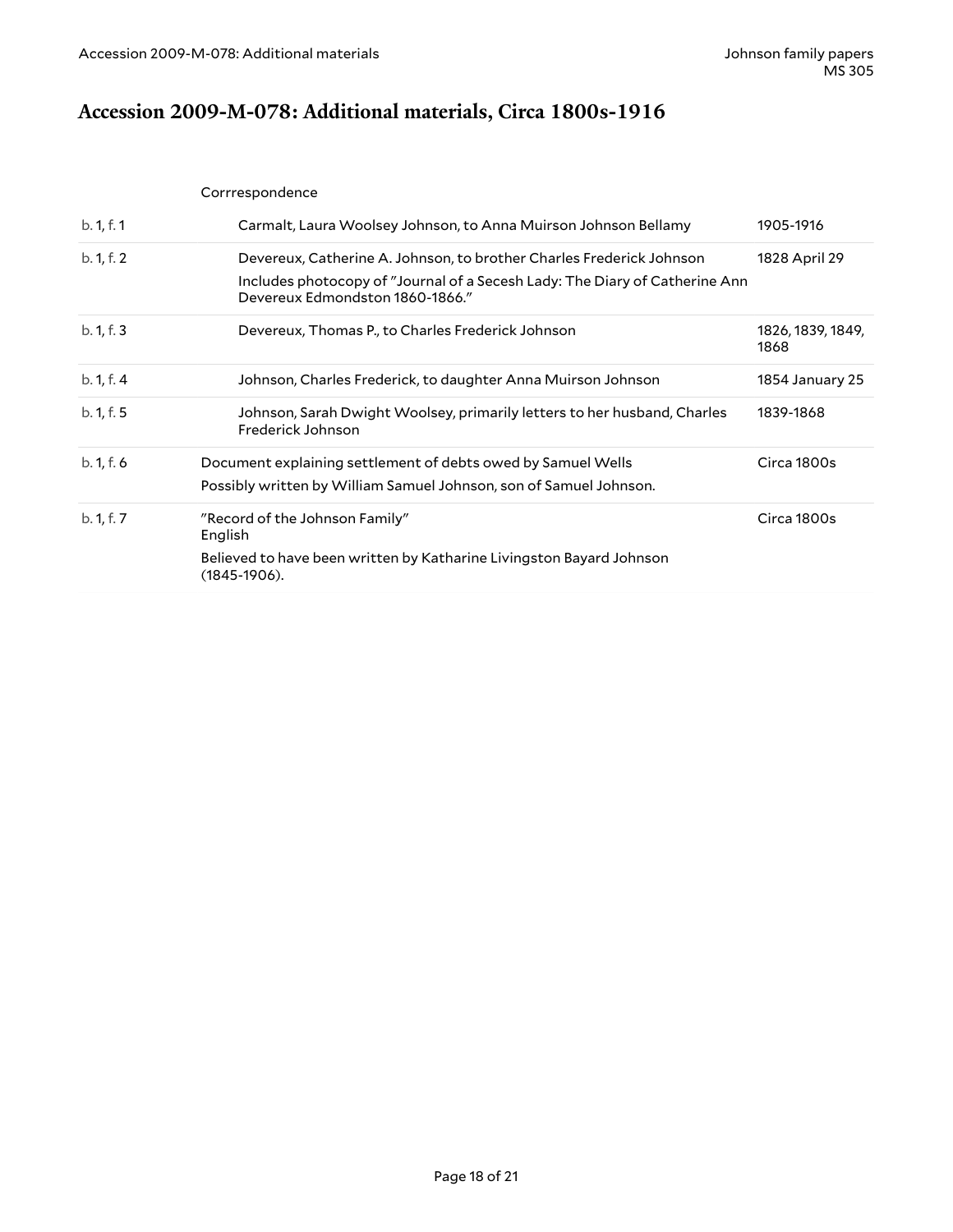## Accession 2009-M-078: Additional materials, Circa 1800s-1916

Corrrespondence

| | | |
|---|---|---|
| b. 1, f. 1 | Carmalt, Laura Woolsey Johnson, to Anna Muirson Johnson Bellamy | 1905-1916 |
| b. 1, f. 2 | Devereux, Catherine A. Johnson, to brother Charles Frederick Johnson<br>Includes photocopy of "Journal of a Secesh Lady: The Diary of Catherine Ann Devereux Edmondston 1860-1866." | 1828 April 29 |
| b. 1, f. 3 | Devereux, Thomas P., to Charles Frederick Johnson | 1826, 1839, 1849, 1868 |
| b. 1, f. 4 | Johnson, Charles Frederick, to daughter Anna Muirson Johnson | 1854 January 25 |
| b. 1, f. 5 | Johnson, Sarah Dwight Woolsey, primarily letters to her husband, Charles Frederick Johnson | 1839-1868 |
| b. 1, f. 6 | Document explaining settlement of debts owed by Samuel Wells<br>Possibly written by William Samuel Johnson, son of Samuel Johnson. | Circa 1800s |
| b. 1, f. 7 | "Record of the Johnson Family"<br>English<br>Believed to have been written by Katharine Livingston Bayard Johnson (1845-1906). | Circa 1800s |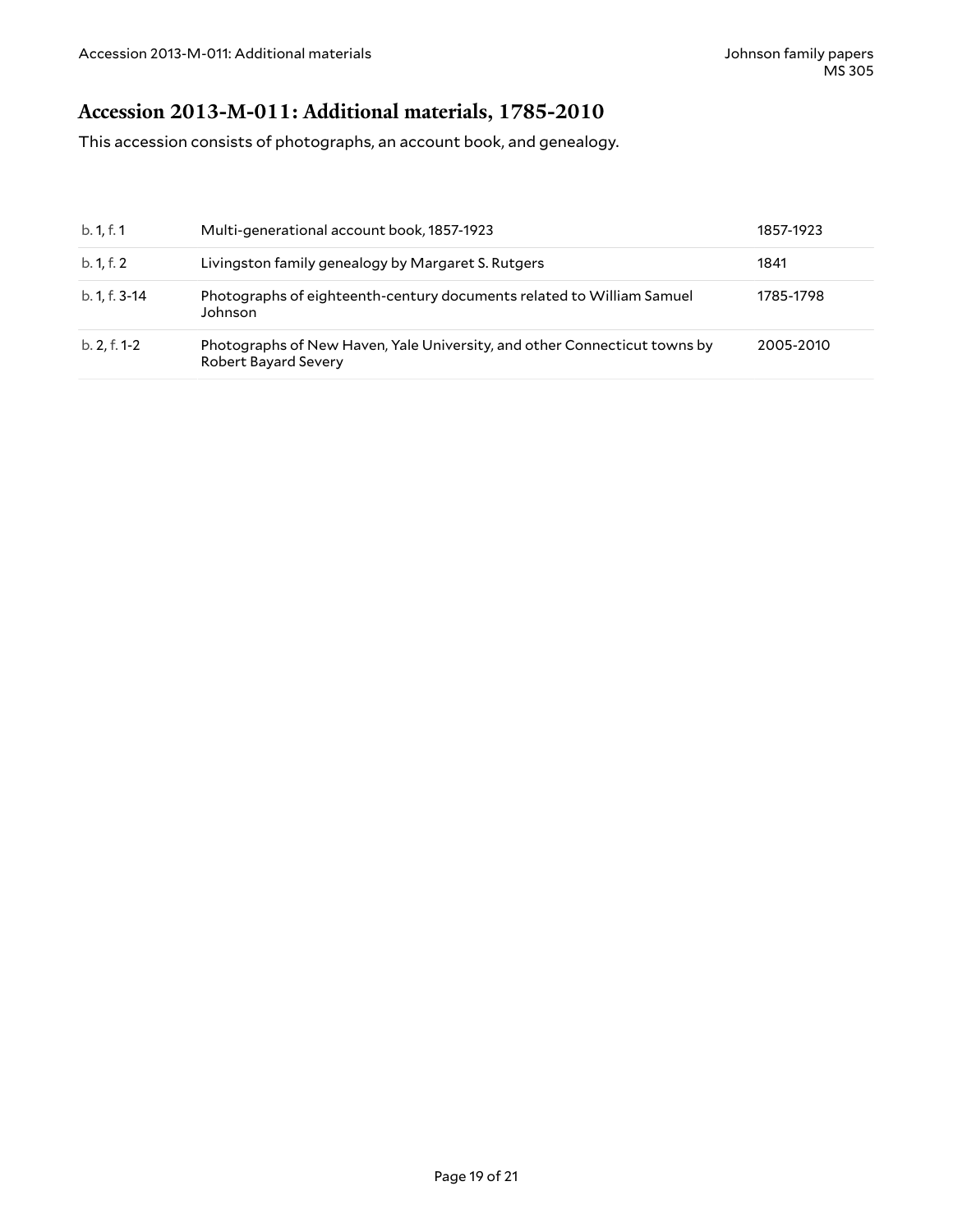## Accession 2013-M-011: Additional materials, 1785-2010

This accession consists of photographs, an account book, and genealogy.

| | | |
|---|---|---|
| b. 1, f. 1 | Multi-generational account book, 1857-1923 | 1857-1923 |
| b. 1, f. 2 | Livingston family genealogy by Margaret S. Rutgers | 1841 |
| b. 1, f. 3-14 | Photographs of eighteenth-century documents related to William Samuel Johnson | 1785-1798 |
| b. 2, f. 1-2 | Photographs of New Haven, Yale University, and other Connecticut towns by Robert Bayard Severy | 2005-2010 |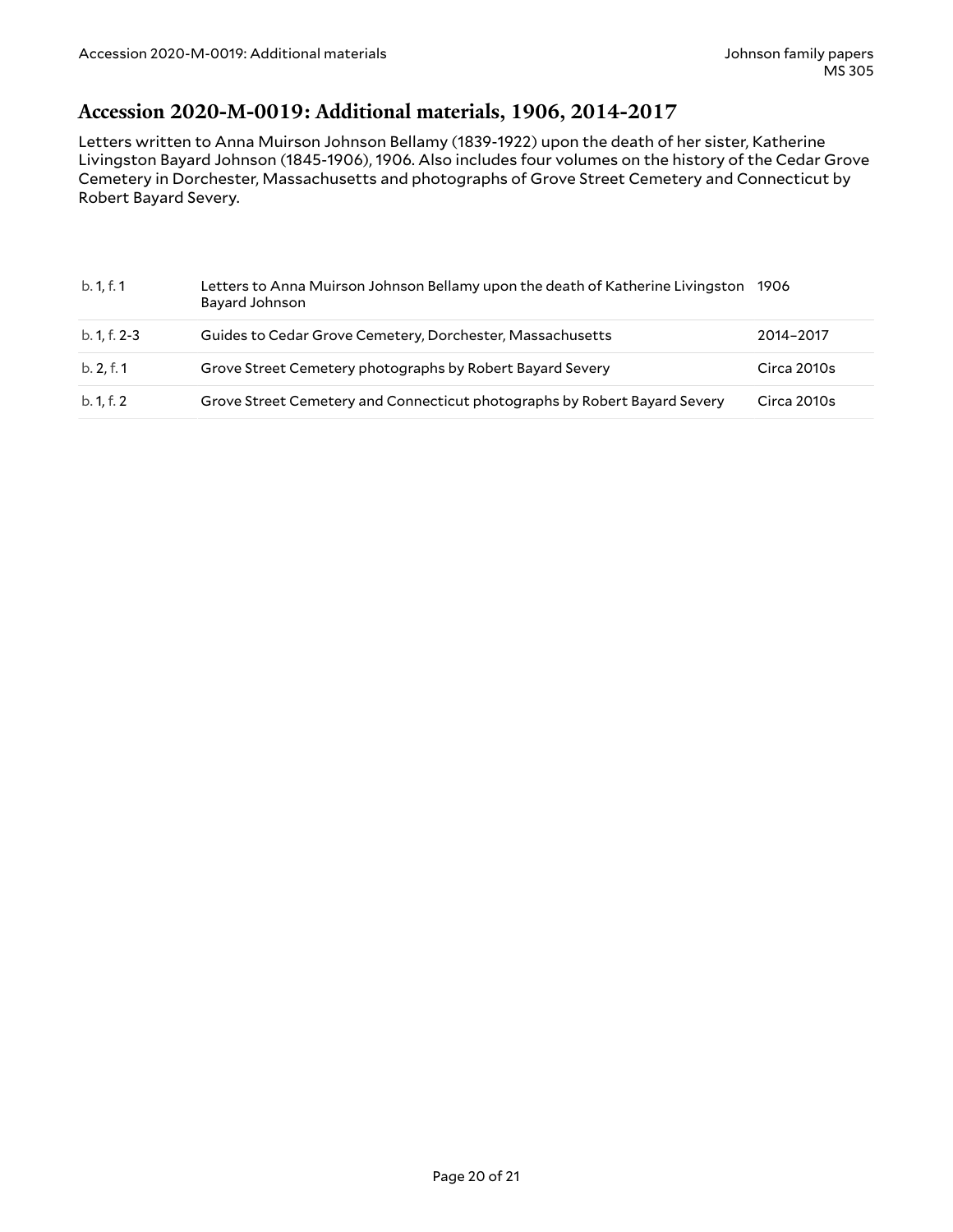## Accession 2020-M-0019: Additional materials, 1906, 2014-2017

Letters written to Anna Muirson Johnson Bellamy (1839-1922) upon the death of her sister, Katherine Livingston Bayard Johnson (1845-1906), 1906. Also includes four volumes on the history of the Cedar Grove Cemetery in Dorchester, Massachusetts and photographs of Grove Street Cemetery and Connecticut by Robert Bayard Severy.

| | | |
|---|---|---|
| b. 1, f. 1 | Letters to Anna Muirson Johnson Bellamy upon the death of Katherine Livingston Bayard Johnson | 1906 |
| b. 1, f. 2-3 | Guides to Cedar Grove Cemetery, Dorchester, Massachusetts | 2014–2017 |
| b. 2, f. 1 | Grove Street Cemetery photographs by Robert Bayard Severy | Circa 2010s |
| b. 1, f. 2 | Grove Street Cemetery and Connecticut photographs by Robert Bayard Severy | Circa 2010s |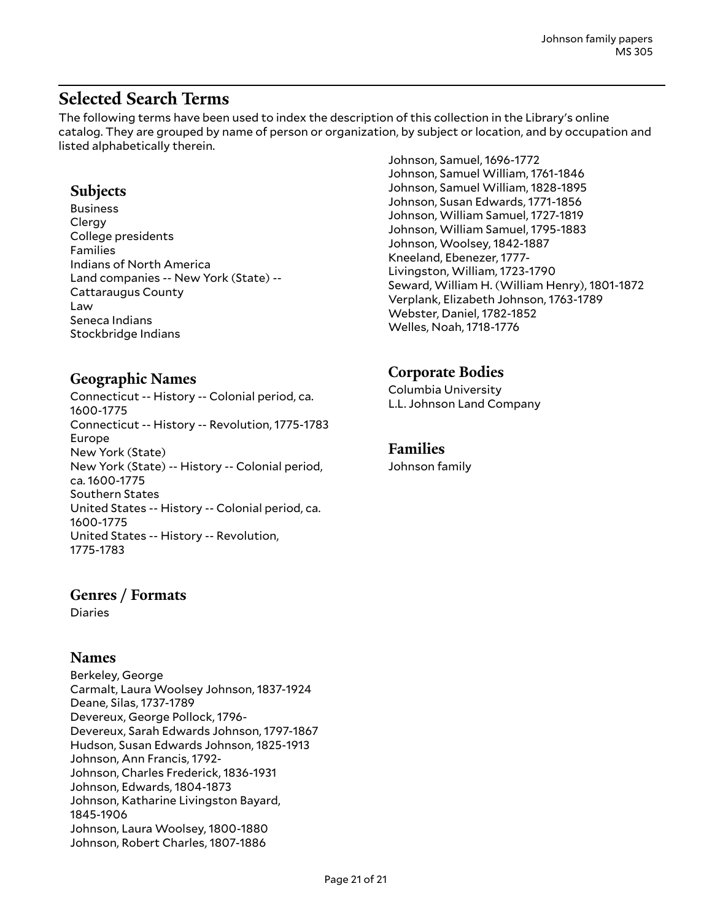## Selected Search Terms

The following terms have been used to index the description of this collection in the Library's online catalog. They are grouped by name of person or organization, by subject or location, and by occupation and listed alphabetically therein.

### Subjects

Business
Clergy
College presidents
Families
Indians of North America
Land companies -- New York (State) -- Cattaraugus County
Law
Seneca Indians
Stockbridge Indians

### Geographic Names

Connecticut -- History -- Colonial period, ca. 1600-1775
Connecticut -- History -- Revolution, 1775-1783
Europe
New York (State)
New York (State) -- History -- Colonial period, ca. 1600-1775
Southern States
United States -- History -- Colonial period, ca. 1600-1775
United States -- History -- Revolution, 1775-1783

### Genres / Formats

Diaries

### Names

Berkeley, George
Carmalt, Laura Woolsey Johnson, 1837-1924
Deane, Silas, 1737-1789
Devereux, George Pollock, 1796-
Devereux, Sarah Edwards Johnson, 1797-1867
Hudson, Susan Edwards Johnson, 1825-1913
Johnson, Ann Francis, 1792-
Johnson, Charles Frederick, 1836-1931
Johnson, Edwards, 1804-1873
Johnson, Katharine Livingston Bayard, 1845-1906
Johnson, Laura Woolsey, 1800-1880
Johnson, Robert Charles, 1807-1886
Johnson, Samuel, 1696-1772
Johnson, Samuel William, 1761-1846
Johnson, Samuel William, 1828-1895
Johnson, Susan Edwards, 1771-1856
Johnson, William Samuel, 1727-1819
Johnson, William Samuel, 1795-1883
Johnson, Woolsey, 1842-1887
Kneeland, Ebenezer, 1777-
Livingston, William, 1723-1790
Seward, William H. (William Henry), 1801-1872
Verplank, Elizabeth Johnson, 1763-1789
Webster, Daniel, 1782-1852
Welles, Noah, 1718-1776

### Corporate Bodies

Columbia University
L.L. Johnson Land Company

### Families

Johnson family